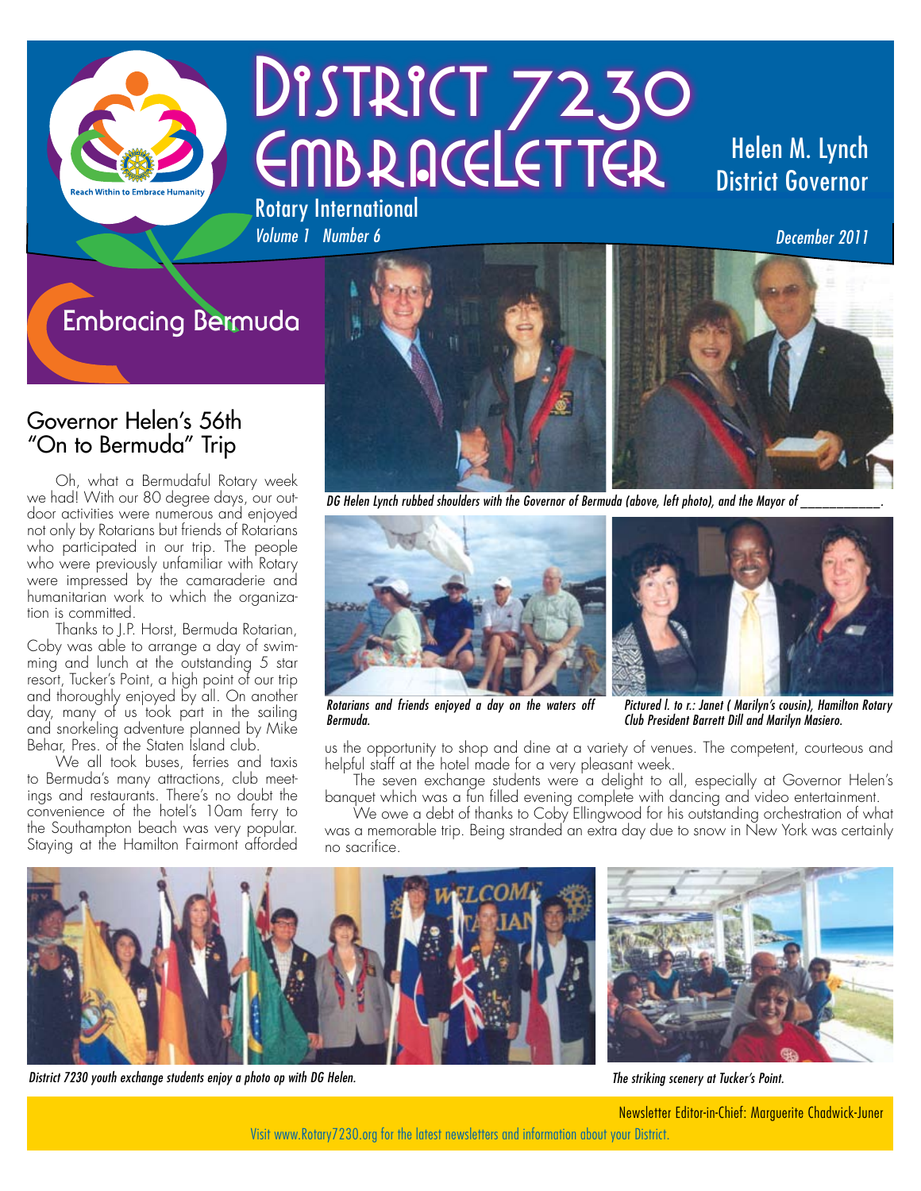# District 7230 EmbraceLetter

Rotary International

*Volume 1 Number 6*

Helen M. Lynch
District Governor

*December 2011*

## Embracing Bermuda

### Governor Helen's 56th "On to Bermuda" Trip

Oh, what a Bermudaful Rotary week we had! With our 80 degree days, our outdoor activities were numerous and enjoyed not only by Rotarians but friends of Rotarians who participated in our trip. The people who were previously unfamiliar with Rotary were impressed by the camaraderie and humanitarian work to which the organization is committed.

Thanks to J.P. Horst, Bermuda Rotarian, Coby was able to arrange a day of swimming and lunch at the outstanding 5 star resort, Tucker's Point, a high point of our trip and thoroughly enjoyed by all. On another day, many of us took part in the sailing and snorkeling adventure planned by Mike Behar, Pres. of the Staten Island club.

We all took buses, ferries and taxis to Bermuda's many attractions, club meetings and restaurants. There's no doubt the convenience of the hotel's 10am ferry to the Southampton beach was very popular. Staying at the Hamilton Fairmont afforded us the opportunity to shop and dine at a variety of venues. The competent, courteous and helpful staff at the hotel made for a very pleasant week.

The seven exchange students were a delight to all, especially at Governor Helen's banquet which was a fun filled evening complete with dancing and video entertainment.

We owe a debt of thanks to Coby Ellingwood for his outstanding orchestration of what was a memorable trip. Being stranded an extra day due to snow in New York was certainly no sacrifice.

*DG Helen Lynch rubbed shoulders with the Governor of Bermuda (above, left photo), and the Mayor of \_\_\_\_\_\_\_\_\_\_\_.*

*Rotarians and friends enjoyed a day on the waters off Bermuda.*

*Pictured l. to r.: Janet ( Marilyn's cousin), Hamilton Rotary Club President Barrett Dill and Marilyn Masiero.*

*District 7230 youth exchange students enjoy a photo op with DG Helen.*

*The striking scenery at Tucker's Point.*

Newsletter Editor-in-Chief: Marguerite Chadwick-Juner

Visit www.Rotary7230.org for the latest newsletters and information about your District.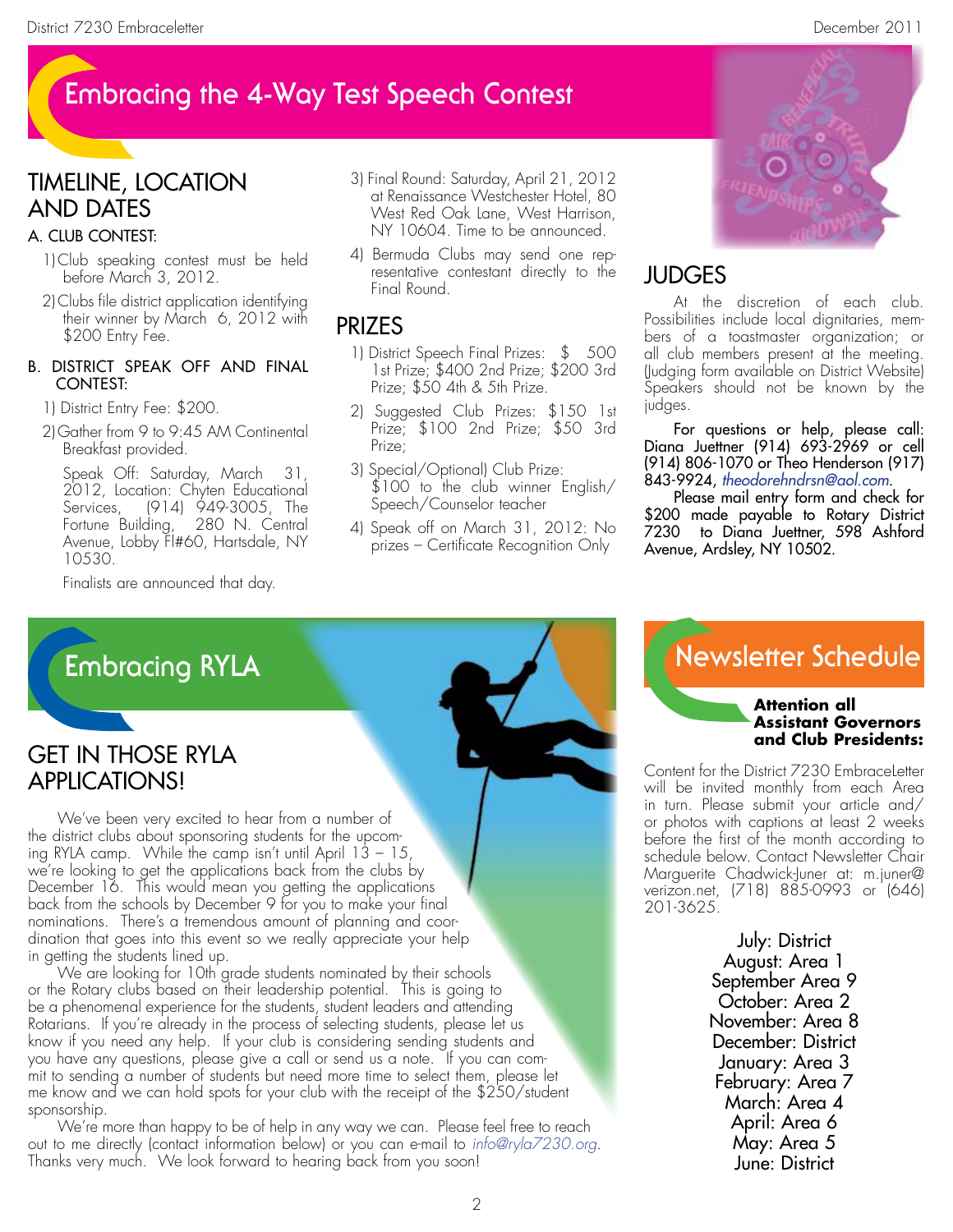# Embracing the 4-Way Test Speech Contest

## TIMELINE, LOCATION AND DATES

### A. CLUB CONTEST:

1) Club speaking contest must be held before March 3, 2012.
2) Clubs file district application identifying their winner by March 6, 2012 with $200 Entry Fee.

### B. DISTRICT SPEAK OFF AND FINAL CONTEST:

1) District Entry Fee: $200.
2) Gather from 9 to 9:45 AM Continental Breakfast provided.

   Speak Off: Saturday, March 31, 2012, Location: Chyten Educational Services, (914) 949-3005, The Fortune Building, 280 N. Central Avenue, Lobby Fl#60, Hartsdale, NY 10530.

   Finalists are announced that day.
3) Final Round: Saturday, April 21, 2012 at Renaissance Westchester Hotel, 80 West Red Oak Lane, West Harrison, NY 10604. Time to be announced.
4) Bermuda Clubs may send one representative contestant directly to the Final Round.

## PRIZES

1) District Speech Final Prizes: $ 500 1st Prize; $400 2nd Prize; $200 3rd Prize; $50 4th & 5th Prize.
2) Suggested Club Prizes: $150 1st Prize; $100 2nd Prize; $50 3rd Prize;
3) Special/Optional) Club Prize: $100 to the club winner English/ Speech/Counselor teacher
4) Speak off on March 31, 2012: No prizes – Certificate Recognition Only

## JUDGES

At the discretion of each club. Possibilities include local dignitaries, members of a toastmaster organization; or all club members present at the meeting. (Judging form available on District Website) Speakers should not be known by the judges.

For questions or help, please call: Diana Juettner (914) 693-2969 or cell (914) 806-1070 or Theo Henderson (917) 843-9924, *theodorehndrsn@aol.com*.

Please mail entry form and check for $200 made payable to Rotary District 7230 to Diana Juettner, 598 Ashford Avenue, Ardsley, NY 10502.

# Embracing RYLA

## GET IN THOSE RYLA APPLICATIONS!

We've been very excited to hear from a number of the district clubs about sponsoring students for the upcoming RYLA camp. While the camp isn't until April 13 – 15, we're looking to get the applications back from the clubs by December 16. This would mean you getting the applications back from the schools by December 9 for you to make your final nominations. There's a tremendous amount of planning and coordination that goes into this event so we really appreciate your help in getting the students lined up.

We are looking for 10th grade students nominated by their schools or the Rotary clubs based on their leadership potential. This is going to be a phenomenal experience for the students, student leaders and attending Rotarians. If you're already in the process of selecting students, please let us know if you need any help. If your club is considering sending students and you have any questions, please give a call or send us a note. If you can commit to sending a number of students but need more time to select them, please let me know and we can hold spots for your club with the receipt of the $250/student sponsorship.

We're more than happy to be of help in any way we can. Please feel free to reach out to me directly (contact information below) or you can e-mail to *info@ryla7230.org*. Thanks very much. We look forward to hearing back from you soon!

# Newsletter Schedule

**Attention all Assistant Governors and Club Presidents:**

Content for the District 7230 EmbraceLetter will be invited monthly from each Area in turn. Please submit your article and/or photos with captions at least 2 weeks before the first of the month according to schedule below. Contact Newsletter Chair Marguerite Chadwick-Juner at: m.juner@verizon.net, (718) 885-0993 or (646) 201-3625.

July: District
August: Area 1
September Area 9
October: Area 2
November: Area 8
December: District
January: Area 3
February: Area 7
March: Area 4
April: Area 6
May: Area 5
June: District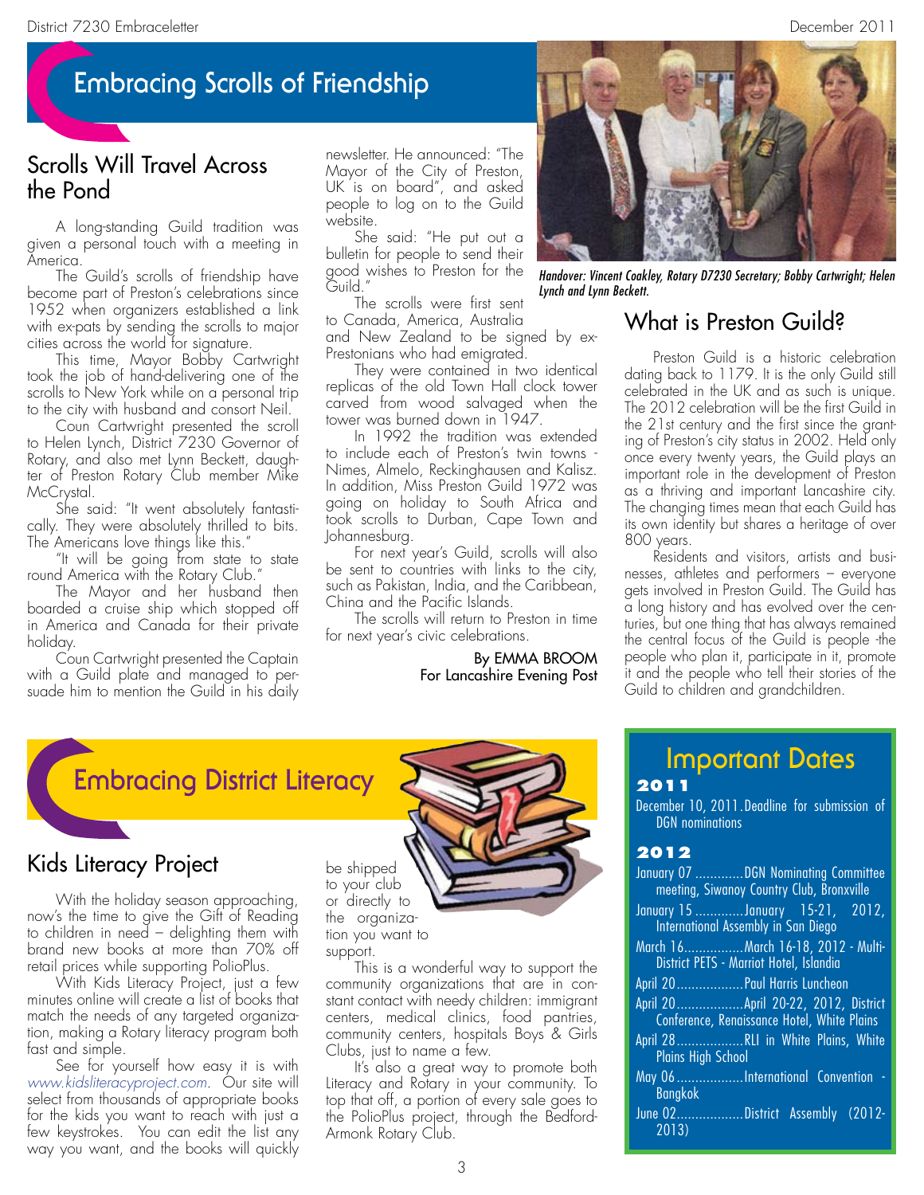# Embracing Scrolls of Friendship

## Scrolls Will Travel Across the Pond

A long-standing Guild tradition was given a personal touch with a meeting in America.

The Guild's scrolls of friendship have become part of Preston's celebrations since 1952 when organizers established a link with ex-pats by sending the scrolls to major cities across the world for signature.

This time, Mayor Bobby Cartwright took the job of hand-delivering one of the scrolls to New York while on a personal trip to the city with husband and consort Neil.

Coun Cartwright presented the scroll to Helen Lynch, District 7230 Governor of Rotary, and also met Lynn Beckett, daughter of Preston Rotary Club member Mike McCrystal.

She said: "It went absolutely fantastically. They were absolutely thrilled to bits. The Americans love things like this."

"It will be going from state to state round America with the Rotary Club."

The Mayor and her husband then boarded a cruise ship which stopped off in America and Canada for their private holiday.

Coun Cartwright presented the Captain with a Guild plate and managed to persuade him to mention the Guild in his daily newsletter. He announced: "The Mayor of the City of Preston, UK is on board", and asked people to log on to the Guild website.

She said: "He put out a bulletin for people to send their good wishes to Preston for the Guild."

The scrolls were first sent to Canada, America, Australia and New Zealand to be signed by ex-Prestonians who had emigrated.

They were contained in two identical replicas of the old Town Hall clock tower carved from wood salvaged when the tower was burned down in 1947.

In 1992 the tradition was extended to include each of Preston's twin towns - Nimes, Almelo, Recklinghausen and Kalisz. In addition, Miss Preston Guild 1972 was going on holiday to South Africa and took scrolls to Durban, Cape Town and Johannesburg.

For next year's Guild, scrolls will also be sent to countries with links to the city, such as Pakistan, India, and the Caribbean, China and the Pacific Islands.

The scrolls will return to Preston in time for next year's civic celebrations.

By EMMA BROOM
For Lancashire Evening Post

*Handover: Vincent Coakley, Rotary D7230 Secretary; Bobby Cartwright; Helen Lynch and Lynn Beckett.*

## What is Preston Guild?

Preston Guild is a historic celebration dating back to 1179. It is the only Guild still celebrated in the UK and as such is unique. The 2012 celebration will be the first Guild in the 21st century and the first since the granting of Preston's city status in 2002. Held only once every twenty years, the Guild plays an important role in the development of Preston as a thriving and important Lancashire city. The changing times mean that each Guild has its own identity but shares a heritage of over 800 years.

Residents and visitors, artists and businesses, athletes and performers – everyone gets involved in Preston Guild. The Guild has a long history and has evolved over the centuries, but one thing that has always remained the central focus of the Guild is people -the people who plan it, participate in it, promote it and the people who tell their stories of the Guild to children and grandchildren.

# Embracing District Literacy

## Kids Literacy Project

With the holiday season approaching, now's the time to give the Gift of Reading to children in need – delighting them with brand new books at more than 70% off retail prices while supporting PolioPlus.

With Kids Literacy Project, just a few minutes online will create a list of books that match the needs of any targeted organization, making a Rotary literacy program both fast and simple.

See for yourself how easy it is with www.kidsliteracyproject.com. Our site will select from thousands of appropriate books for the kids you want to reach with just a few keystrokes. You can edit the list any way you want, and the books will quickly be shipped to your club or directly to the organization you want to support.

This is a wonderful way to support the community organizations that are in constant contact with needy children: immigrant centers, medical clinics, food pantries, community centers, hospitals Boys & Girls Clubs, just to name a few.

It's also a great way to promote both Literacy and Rotary in your community. To top that off, a portion of every sale goes to the PolioPlus project, through the Bedford-Armonk Rotary Club.

## Important Dates

**2011**

December 10, 2011. Deadline for submission of DGN nominations

**2012**

January 07 ............. DGN Nominating Committee meeting, Siwanoy Country Club, Bronxville

January 15 ............. January 15-21, 2012, International Assembly in San Diego

March 16................ March 16-18, 2012 - Multi-District PETS - Marriot Hotel, Islandia

April 20.................. Paul Harris Luncheon

April 20.................. April 20-22, 2012, District Conference, Renaissance Hotel, White Plains

April 28.................. RLI in White Plains, White Plains High School

May 06 ................... International Convention - Bangkok

June 02................... District Assembly (2012-2013)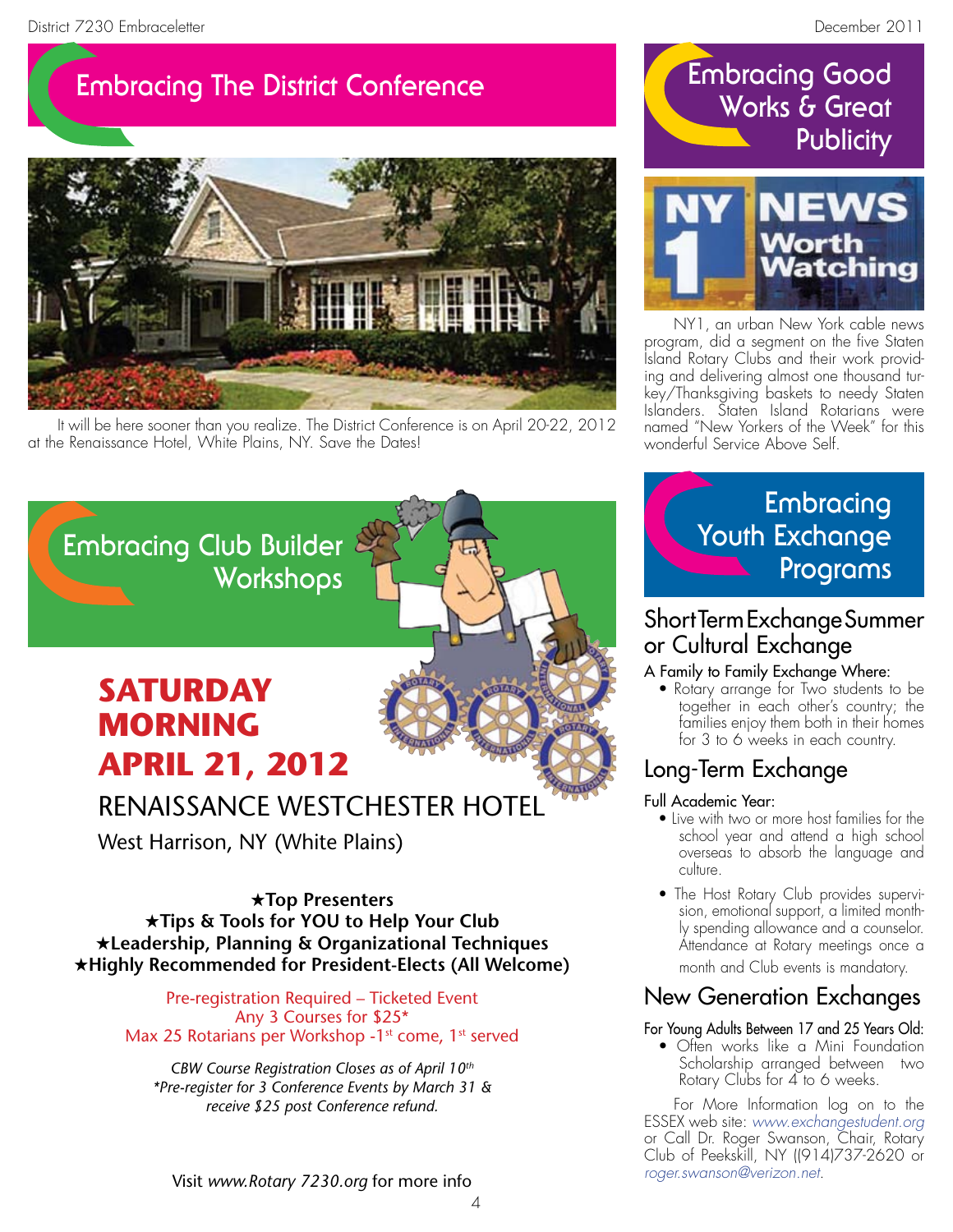## Embracing The District Conference

It will be here sooner than you realize. The District Conference is on April 20-22, 2012 at the Renaissance Hotel, White Plains, NY. Save the Dates!

## Embracing Club Builder Workshops

**SATURDAY MORNING APRIL 21, 2012**

RENAISSANCE WESTCHESTER HOTEL

West Harrison, NY (White Plains)

**★Top Presenters**
**★Tips & Tools for YOU to Help Your Club**
**★Leadership, Planning & Organizational Techniques**
**★Highly Recommended for President-Elects (All Welcome)**

Pre-registration Required – Ticketed Event
Any 3 Courses for $25*
Max 25 Rotarians per Workshop -1st come, 1st served

*CBW Course Registration Closes as of April 10th*
*\*Pre-register for 3 Conference Events by March 31 & receive $25 post Conference refund.*

Visit *www.Rotary 7230.org* for more info

## Embracing Good Works & Great Publicity

NY 1 NEWS Worth Watching

NY1, an urban New York cable news program, did a segment on the five Staten Island Rotary Clubs and their work providing and delivering almost one thousand turkey/Thanksgiving baskets to needy Staten Islanders. Staten Island Rotarians were named "New Yorkers of the Week" for this wonderful Service Above Self.

## Embracing Youth Exchange Programs

### Short Term Exchange Summer or Cultural Exchange

A Family to Family Exchange Where:

- Rotary arrange for Two students to be together in each other's country; the families enjoy them both in their homes for 3 to 6 weeks in each country.

### Long-Term Exchange

Full Academic Year:

- Live with two or more host families for the school year and attend a high school overseas to absorb the language and culture.
- The Host Rotary Club provides supervision, emotional support, a limited monthly spending allowance and a counselor. Attendance at Rotary meetings once a month and Club events is mandatory.

### New Generation Exchanges

For Young Adults Between 17 and 25 Years Old:

- Often works like a Mini Foundation Scholarship arranged between two Rotary Clubs for 4 to 6 weeks.

For More Information log on to the ESSEX web site: *www.exchangestudent.org* or Call Dr. Roger Swanson, Chair, Rotary Club of Peekskill, NY ((914)737-2620 or *roger.swanson@verizon.net*.